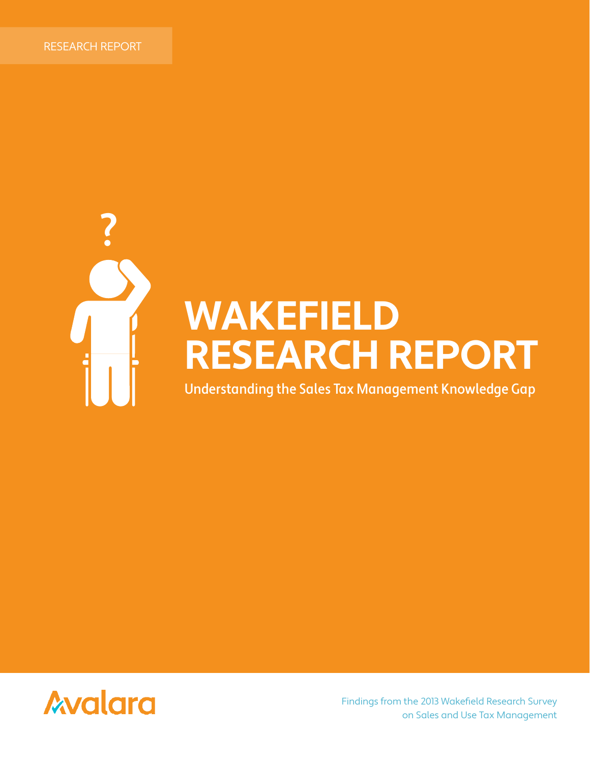RESEARCH REPORT

# WAKEFIELD RESEARCH REPORT

## Understanding the Sales Tax Management Knowledge Gap

Avalara

Findings from the 2013 Wakefield Research Survey on Sales and Use Tax Management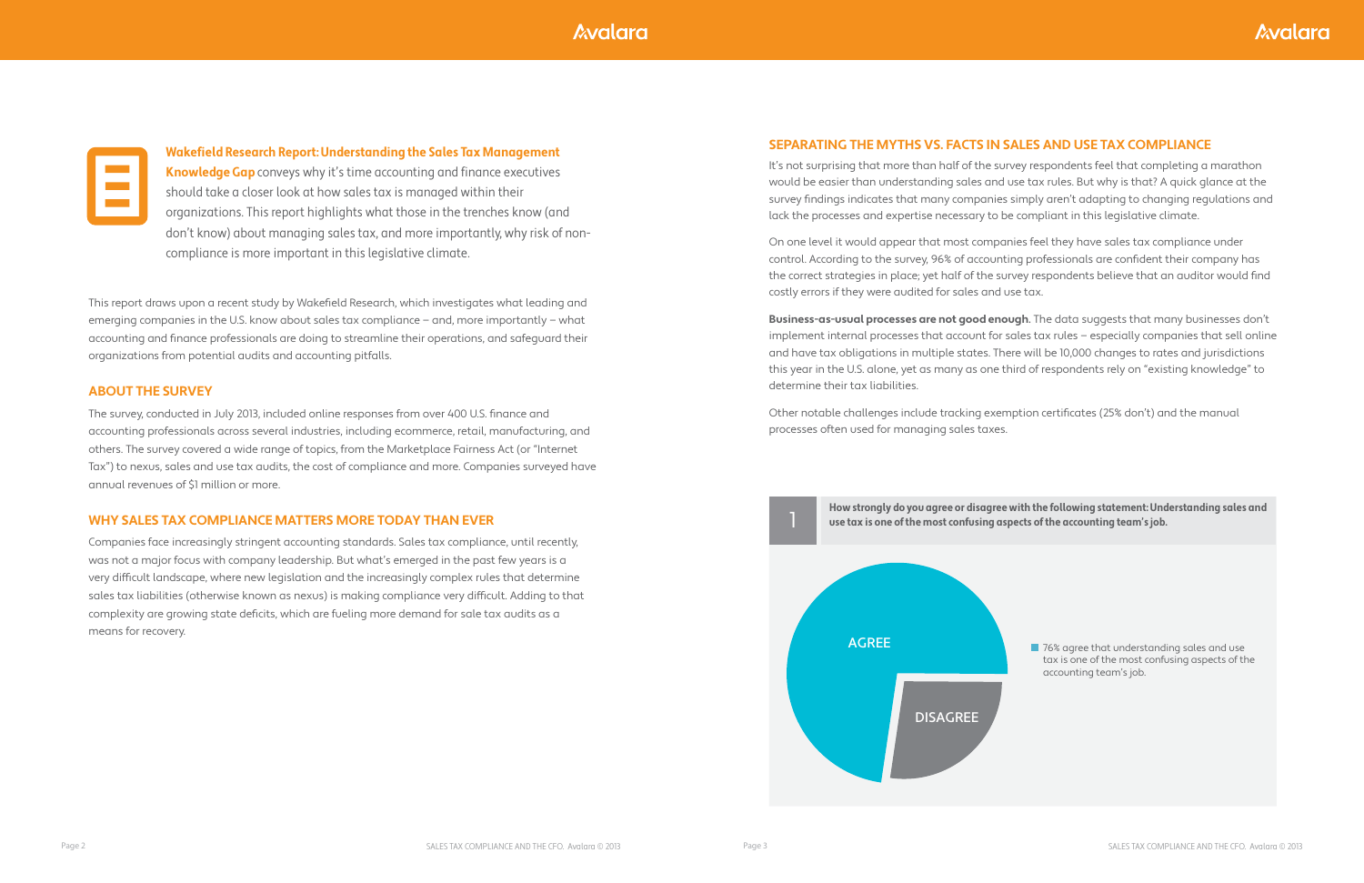**Wakefield Research Report: Understanding the Sales Tax Management Knowledge Gap** conveys why it's time accounting and finance executives should take a closer look at how sales tax is managed within their organizations. This report highlights what those in the trenches know (and don't know) about managing sales tax, and more importantly, why risk of non-compliance is more important in this legislative climate.

This report draws upon a recent study by Wakefield Research, which investigates what leading and emerging companies in the U.S. know about sales tax compliance – and, more importantly – what accounting and finance professionals are doing to streamline their operations, and safeguard their organizations from potential audits and accounting pitfalls.

## ABOUT THE SURVEY

The survey, conducted in July 2013, included online responses from over 400 U.S. finance and accounting professionals across several industries, including ecommerce, retail, manufacturing, and others. The survey covered a wide range of topics, from the Marketplace Fairness Act (or "Internet Tax") to nexus, sales and use tax audits, the cost of compliance and more. Companies surveyed have annual revenues of $1 million or more.

## WHY SALES TAX COMPLIANCE MATTERS MORE TODAY THAN EVER

Companies face increasingly stringent accounting standards. Sales tax compliance, until recently, was not a major focus with company leadership. But what's emerged in the past few years is a very difficult landscape, where new legislation and the increasingly complex rules that determine sales tax liabilities (otherwise known as nexus) is making compliance very difficult. Adding to that complexity are growing state deficits, which are fueling more demand for sale tax audits as a means for recovery.

## SEPARATING THE MYTHS VS. FACTS IN SALES AND USE TAX COMPLIANCE

It's not surprising that more than half of the survey respondents feel that completing a marathon would be easier than understanding sales and use tax rules. But why is that? A quick glance at the survey findings indicates that many companies simply aren't adapting to changing regulations and lack the processes and expertise necessary to be compliant in this legislative climate.

On one level it would appear that most companies feel they have sales tax compliance under control. According to the survey, 96% of accounting professionals are confident their company has the correct strategies in place; yet half of the survey respondents believe that an auditor would find costly errors if they were audited for sales and use tax.

**Business-as-usual processes are not good enough.** The data suggests that many businesses don't implement internal processes that account for sales tax rules – especially companies that sell online and have tax obligations in multiple states. There will be 10,000 changes to rates and jurisdictions this year in the U.S. alone, yet as many as one third of respondents rely on "existing knowledge" to determine their tax liabilities.

Other notable challenges include tracking exemption certificates (25% don't) and the manual processes often used for managing sales taxes.

**1 How strongly do you agree or disagree with the following statement: Understanding sales and use tax is one of the most confusing aspects of the accounting team's job.**

AGREE

DISAGREE

76% agree that understanding sales and use tax is one of the most confusing aspects of the accounting team's job.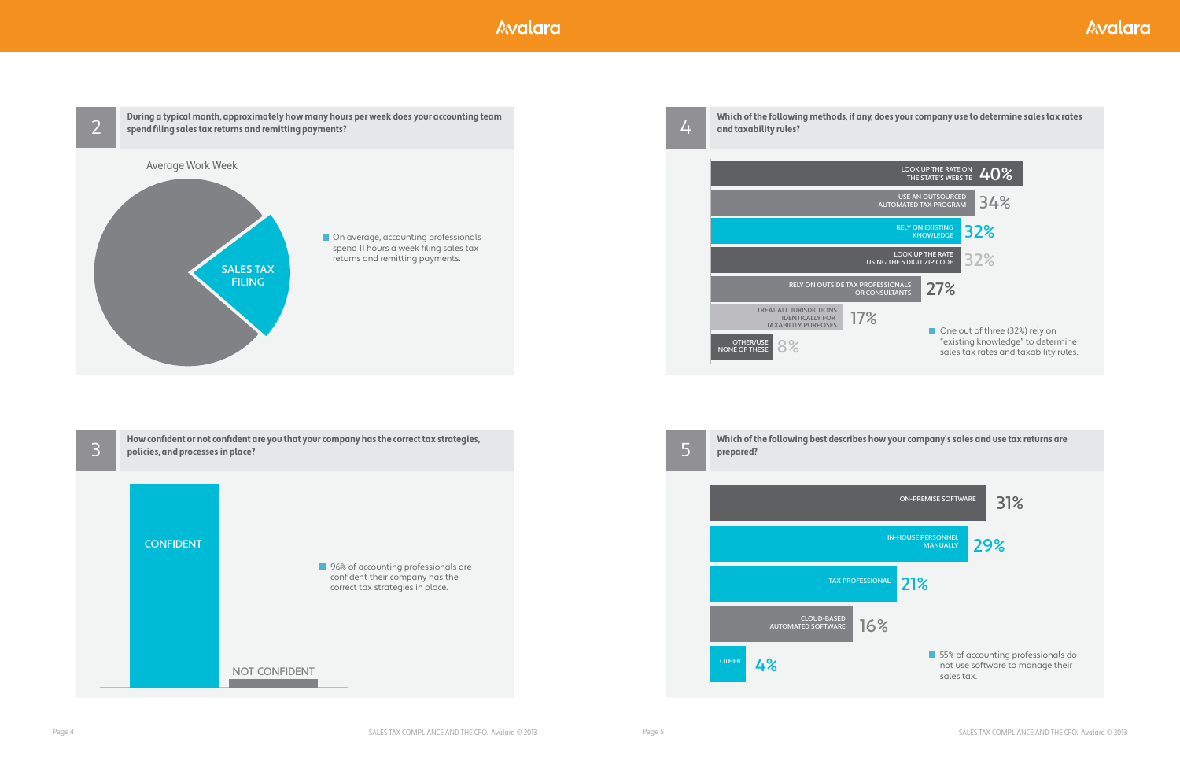## 2 During a typical month, approximately how many hours per week does your accounting team spend filing sales tax returns and remitting payments?

Average Work Week

SALES TAX FILING

- On average, accounting professionals spend 11 hours a week filing sales tax returns and remitting payments.

## 3 How confident or not confident are you that your company has the correct tax strategies, policies, and processes in place?

CONFIDENT

NOT CONFIDENT

- 96% of accounting professionals are confident their company has the correct tax strategies in place.

## 4 Which of the following methods, if any, does your company use to determine sales tax rates and taxability rules?

| Method | % |
|---|---|
| LOOK UP THE RATE ON THE STATE'S WEBSITE | 40% |
| USE AN OUTSOURCED AUTOMATED TAX PROGRAM | 34% |
| RELY ON EXISTING KNOWLEDGE | 32% |
| LOOK UP THE RATE USING THE 5 DIGIT ZIP CODE | 32% |
| RELY ON OUTSIDE TAX PROFESSIONALS OR CONSULTANTS | 27% |
| TREAT ALL JURISDICTIONS IDENTICALLY FOR TAXABILITY PURPOSES | 17% |
| OTHER/USE NONE OF THESE | 8% |

- One out of three (32%) rely on "existing knowledge" to determine sales tax rates and taxability rules.

## 5 Which of the following best describes how your company's sales and use tax returns are prepared?

| Method | % |
|---|---|
| ON-PREMISE SOFTWARE | 31% |
| IN-HOUSE PERSONNEL MANUALLY | 29% |
| TAX PROFESSIONAL | 21% |
| CLOUD-BASED AUTOMATED SOFTWARE | 16% |
| OTHER | 4% |

- 55% of accounting professionals do not use software to manage their sales tax.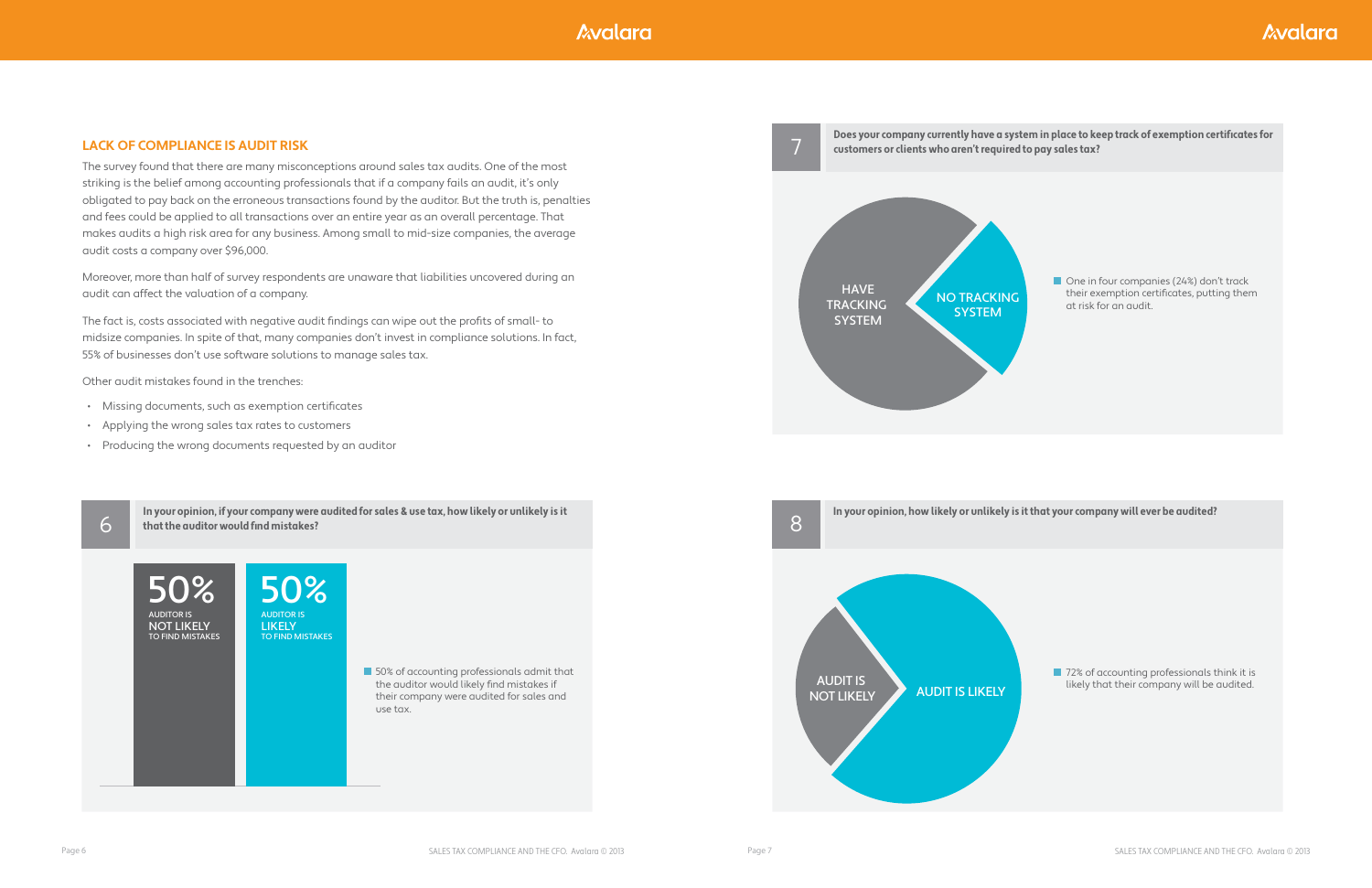## LACK OF COMPLIANCE IS AUDIT RISK

The survey found that there are many misconceptions around sales tax audits. One of the most striking is the belief among accounting professionals that if a company fails an audit, it's only obligated to pay back on the erroneous transactions found by the auditor. But the truth is, penalties and fees could be applied to all transactions over an entire year as an overall percentage. That makes audits a high risk area for any business. Among small to mid-size companies, the average audit costs a company over $96,000.

Moreover, more than half of survey respondents are unaware that liabilities uncovered during an audit can affect the valuation of a company.

The fact is, costs associated with negative audit findings can wipe out the profits of small- to midsize companies. In spite of that, many companies don't invest in compliance solutions. In fact, 55% of businesses don't use software solutions to manage sales tax.

Other audit mistakes found in the trenches:

- Missing documents, such as exemption certificates
- Applying the wrong sales tax rates to customers
- Producing the wrong documents requested by an auditor

### 6 In your opinion, if your company were audited for sales & use tax, how likely or unlikely is it that the auditor would find mistakes?

| 50% | 50% |
| --- | --- |
| AUDITOR IS NOT LIKELY TO FIND MISTAKES | AUDITOR IS LIKELY TO FIND MISTAKES |

50% of accounting professionals admit that the auditor would likely find mistakes if their company were audited for sales and use tax.

### 7 Does your company currently have a system in place to keep track of exemption certificates for customers or clients who aren't required to pay sales tax?

HAVE TRACKING SYSTEM / NO TRACKING SYSTEM

One in four companies (24%) don't track their exemption certificates, putting them at risk for an audit.

### 8 In your opinion, how likely or unlikely is it that your company will ever be audited?

AUDIT IS NOT LIKELY / AUDIT IS LIKELY

72% of accounting professionals think it is likely that their company will be audited.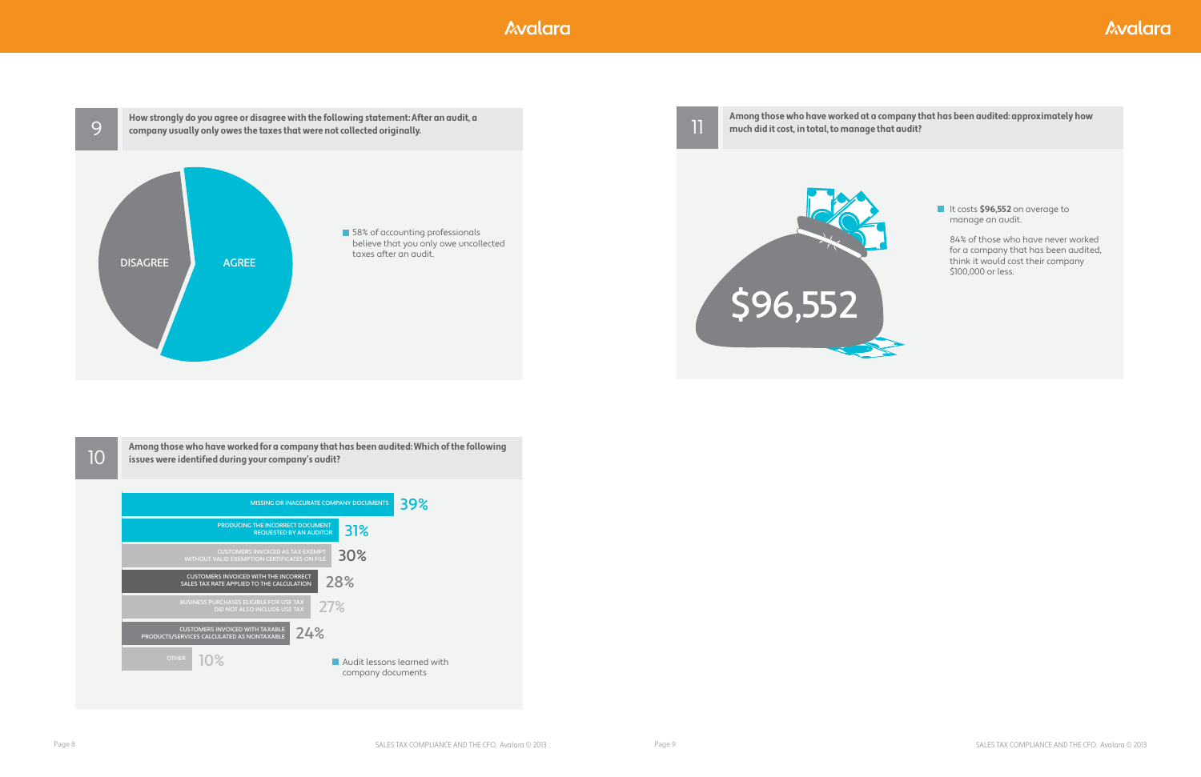## 9 How strongly do you agree or disagree with the following statement: After an audit, a company usually only owes the taxes that were not collected originally.

DISAGREE

AGREE

- 58% of accounting professionals believe that you only owe uncollected taxes after an audit.

## 10 Among those who have worked for a company that has been audited: Which of the following issues were identified during your company's audit?

| Issue | Percentage |
| --- | --- |
| MISSING OR INACCURATE COMPANY DOCUMENTS | 39% |
| PRODUCING THE INCORRECT DOCUMENT REQUESTED BY AN AUDITOR | 31% |
| CUSTOMERS INVOICED AS TAX EXEMPT WITHOUT VALID EXEMPTION CERTIFICATES ON FILE | 30% |
| CUSTOMERS INVOICED WITH THE INCORRECT SALES TAX RATE APPLIED TO THE CALCULATION | 28% |
| BUSINESS PURCHASES ELIGIBLE FOR USE TAX DID NOT ALSO INCLUDE USE TAX | 27% |
| CUSTOMERS INVOICED WITH TAXABLE PRODUCTS/SERVICES CALCULATED AS NONTAXABLE | 24% |
| OTHER | 10% |

- Audit lessons learned with company documents

## 11 Among those who have worked at a company that has been audited: approximately how much did it cost, in total, to manage that audit?

$96,552

- It costs **$96,552** on average to manage an audit.

  84% of those who have never worked for a company that has been audited, think it would cost their company $100,000 or less.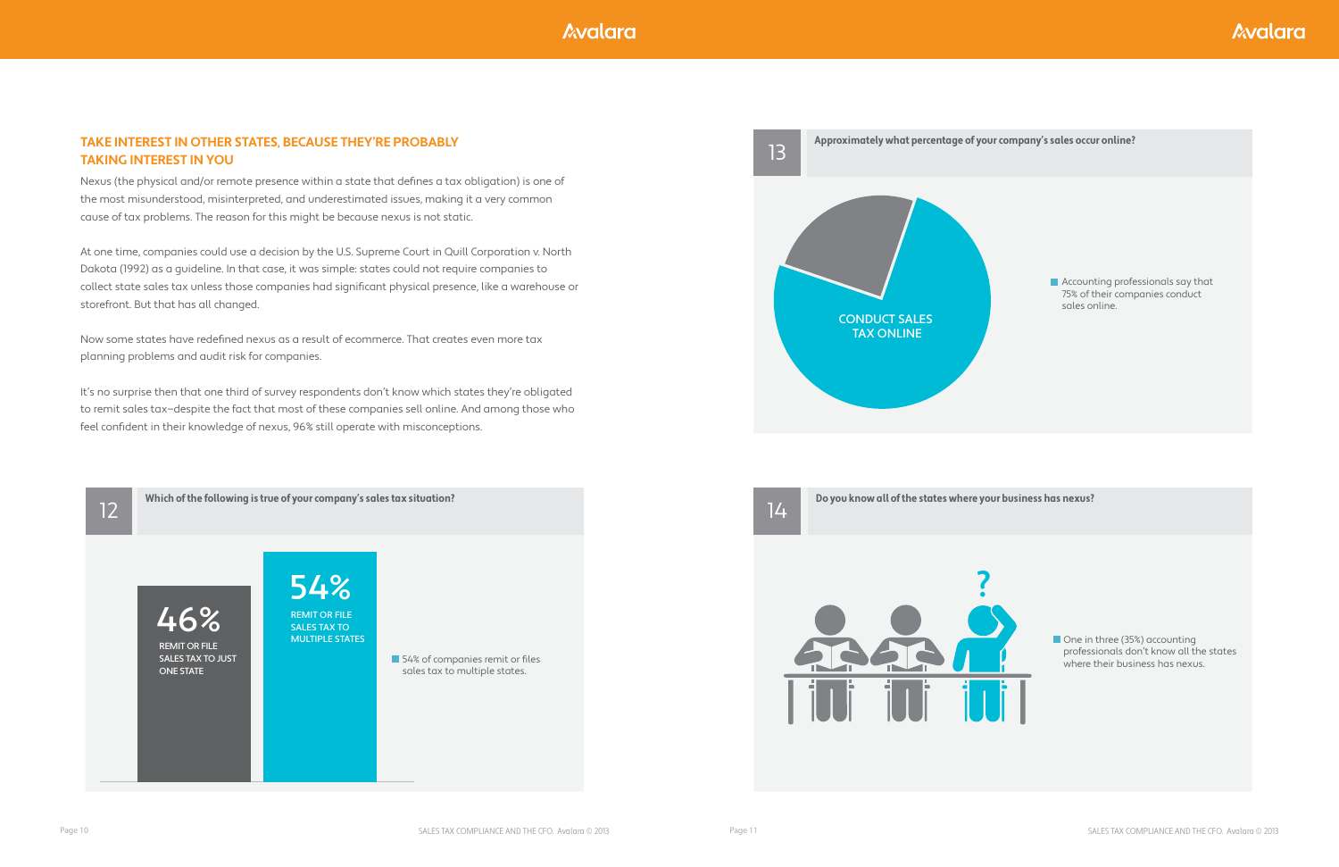## TAKE INTEREST IN OTHER STATES, BECAUSE THEY'RE PROBABLY TAKING INTEREST IN YOU

Nexus (the physical and/or remote presence within a state that defines a tax obligation) is one of the most misunderstood, misinterpreted, and underestimated issues, making it a very common cause of tax problems. The reason for this might be because nexus is not static.

At one time, companies could use a decision by the U.S. Supreme Court in Quill Corporation v. North Dakota (1992) as a guideline. In that case, it was simple: states could not require companies to collect state sales tax unless those companies had significant physical presence, like a warehouse or storefront. But that has all changed.

Now some states have redefined nexus as a result of ecommerce. That creates even more tax planning problems and audit risk for companies.

It's no surprise then that one third of survey respondents don't know which states they're obligated to remit sales tax—despite the fact that most of these companies sell online. And among those who feel confident in their knowledge of nexus, 96% still operate with misconceptions.

### 12 Which of the following is true of your company's sales tax situation?

**46%** REMIT OR FILE SALES TAX TO JUST ONE STATE

**54%** REMIT OR FILE SALES TAX TO MULTIPLE STATES

54% of companies remit or files sales tax to multiple states.

### 13 Approximately what percentage of your company's sales occur online?

CONDUCT SALES TAX ONLINE

Accounting professionals say that 75% of their companies conduct sales online.

### 14 Do you know all of the states where your business has nexus?

One in three (35%) accounting professionals don't know all the states where their business has nexus.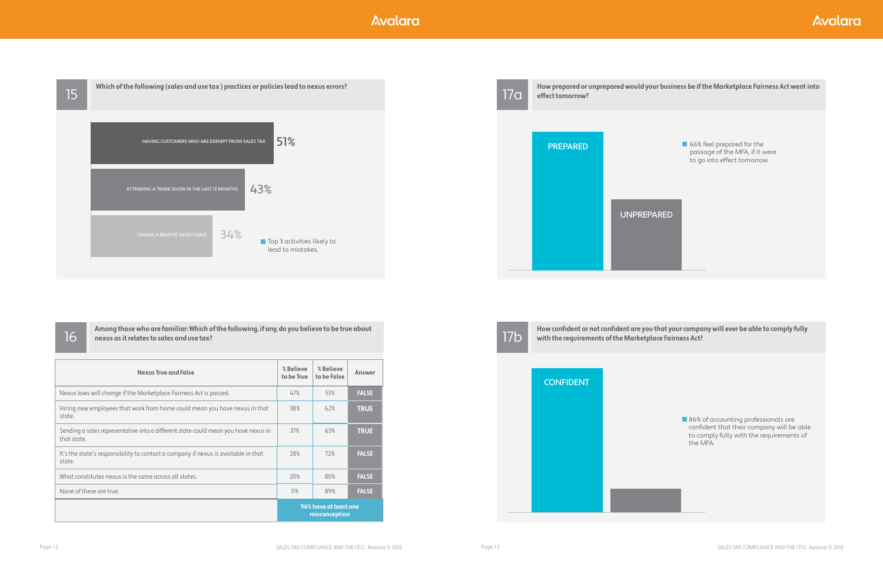## 15 Which of the following (sales and use tax) practices or policies lead to nexus errors?

| Practice | % |
|---|---|
| HAVING CUSTOMERS WHO ARE EXEMPT FROM SALES TAX | 51% |
| ATTENDING A TRADE SHOW IN THE LAST 12 MONTHS | 43% |
| HAVING A REMOTE SALES FORCE | 34% |

Top 3 activities likely to lead to mistakes.

## 16 Among those who are familiar: Which of the following, if any, do you believe to be true about nexus as it relates to sales and use tax?

| Nexus True and False | % Believe to be True | % Believe to be False | Answer |
|---|---|---|---|
| Nexus laws will change if the Marketplace Fairness Act is passed. | 47% | 53% | FALSE |
| Hiring new employees that work from home could mean you have nexus in that state. | 38% | 62% | TRUE |
| Sending a sales representative into a different state could mean you have nexus in that state. | 37% | 63% | TRUE |
| It's the state's responsibility to contact a company if nexus is available in that state. | 28% | 72% | FALSE |
| What constitutes nexus is the same across all states. | 20% | 80% | FALSE |
| None of these are true. | 11% | 89% | FALSE |
| | 96% have at least one misconception | | |

## 17a How prepared or unprepared would your business be if the Marketplace Fairness Act went into effect tomorrow?

PREPARED

UNPREPARED

66% feel prepared for the passage of the MFA, if it were to go into effect tomorrow.

## 17b How confident or not confident are you that your company will ever be able to comply fully with the requirements of the Marketplace Fairness Act?

CONFIDENT

86% of accounting professionals are confident that their company will be able to comply fully with the requirements of the MFA.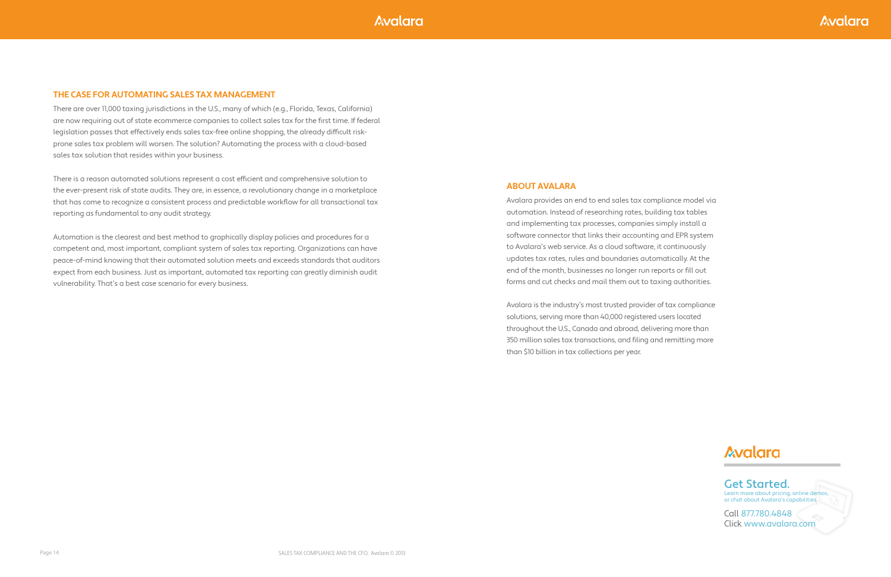## THE CASE FOR AUTOMATING SALES TAX MANAGEMENT

There are over 11,000 taxing jurisdictions in the U.S., many of which (e.g., Florida, Texas, California) are now requiring out of state ecommerce companies to collect sales tax for the first time. If federal legislation passes that effectively ends sales tax-free online shopping, the already difficult risk-prone sales tax problem will worsen. The solution? Automating the process with a cloud-based sales tax solution that resides within your business.

There is a reason automated solutions represent a cost efficient and comprehensive solution to the ever-present risk of state audits. They are, in essence, a revolutionary change in a marketplace that has come to recognize a consistent process and predictable workflow for all transactional tax reporting as fundamental to any audit strategy.

Automation is the clearest and best method to graphically display policies and procedures for a competent and, most important, compliant system of sales tax reporting. Organizations can have peace-of-mind knowing that their automated solution meets and exceeds standards that auditors expect from each business. Just as important, automated tax reporting can greatly diminish audit vulnerability. That's a best case scenario for every business.

## ABOUT AVALARA

Avalara provides an end to end sales tax compliance model via automation. Instead of researching rates, building tax tables and implementing tax processes, companies simply install a software connector that links their accounting and EPR system to Avalara's web service. As a cloud software, it continuously updates tax rates, rules and boundaries automatically. At the end of the month, businesses no longer run reports or fill out forms and cut checks and mail them out to taxing authorities.

Avalara is the industry's most trusted provider of tax compliance solutions, serving more than 40,000 registered users located throughout the U.S., Canada and abroad, delivering more than 350 million sales tax transactions, and filing and remitting more than $10 billion in tax collections per year.

Avalara

**Get Started.**
Learn more about pricing, online demos, or chat about Avalara's capabilities.

Call 877.780.4848
Click www.avalara.com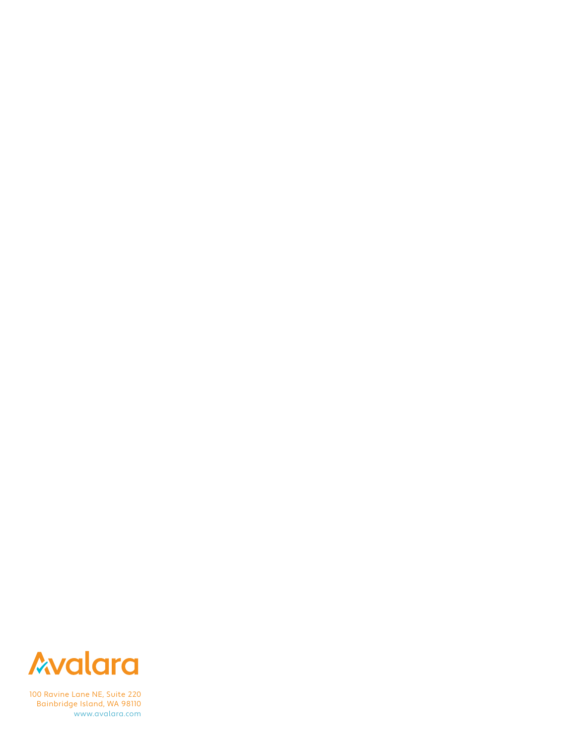Avalara

100 Ravine Lane NE, Suite 220
Bainbridge Island, WA 98110
www.avalara.com